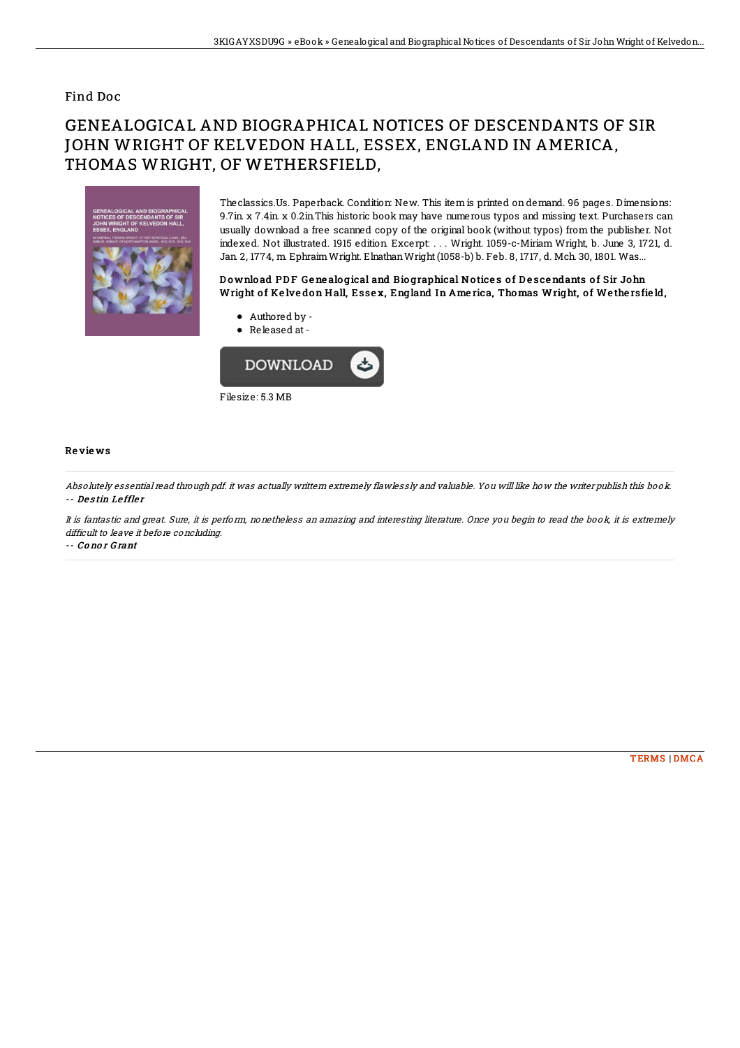Find Doc

# GENEALOGICAL AND BIOGRAPHICAL NOTICES OF DESCENDANTS OF SIR JOHN WRIGHT OF KELVEDON HALL, ESSEX, ENGLAND IN AMERICA, THOMAS WRIGHT, OF WETHERSFIELD,

Theclassics.Us. Paperback. Condition: New. This item is printed on demand. 96 pages. Dimensions: 9.7in. x 7.4in. x 0.2in.This historic book may have numerous typos and missing text. Purchasers can usually download a free scanned copy of the original book (without typos) from the publisher. Not indexed. Not illustrated. 1915 edition. Excerpt: . . . Wright. 1059-c-Miriam Wright, b. June 3, 1721, d. Jan. 2, 1774, m. Ephraim Wright. Elnathan Wright (1058-b) b. Feb. 8, 1717, d. Mch. 30, 1801. Was...

### Download PDF Genealogical and Biographical Notices of Descendants of Sir John Wright of Kelvedon Hall, Essex, England In America, Thomas Wright, of Wethersfield,

- Authored by -
- Released at -

Filesize: 5.3 MB

## Reviews

*Absolutely essential read through pdf. it was actually writtern extremely flawlessly and valuable. You will like how the writer publish this book.*
*-- Destin Leffler*

*It is fantastic and great. Sure, it is perform, nonetheless an amazing and interesting literature. Once you begin to read the book, it is extremely difficult to leave it before concluding.*
*-- Conor Grant*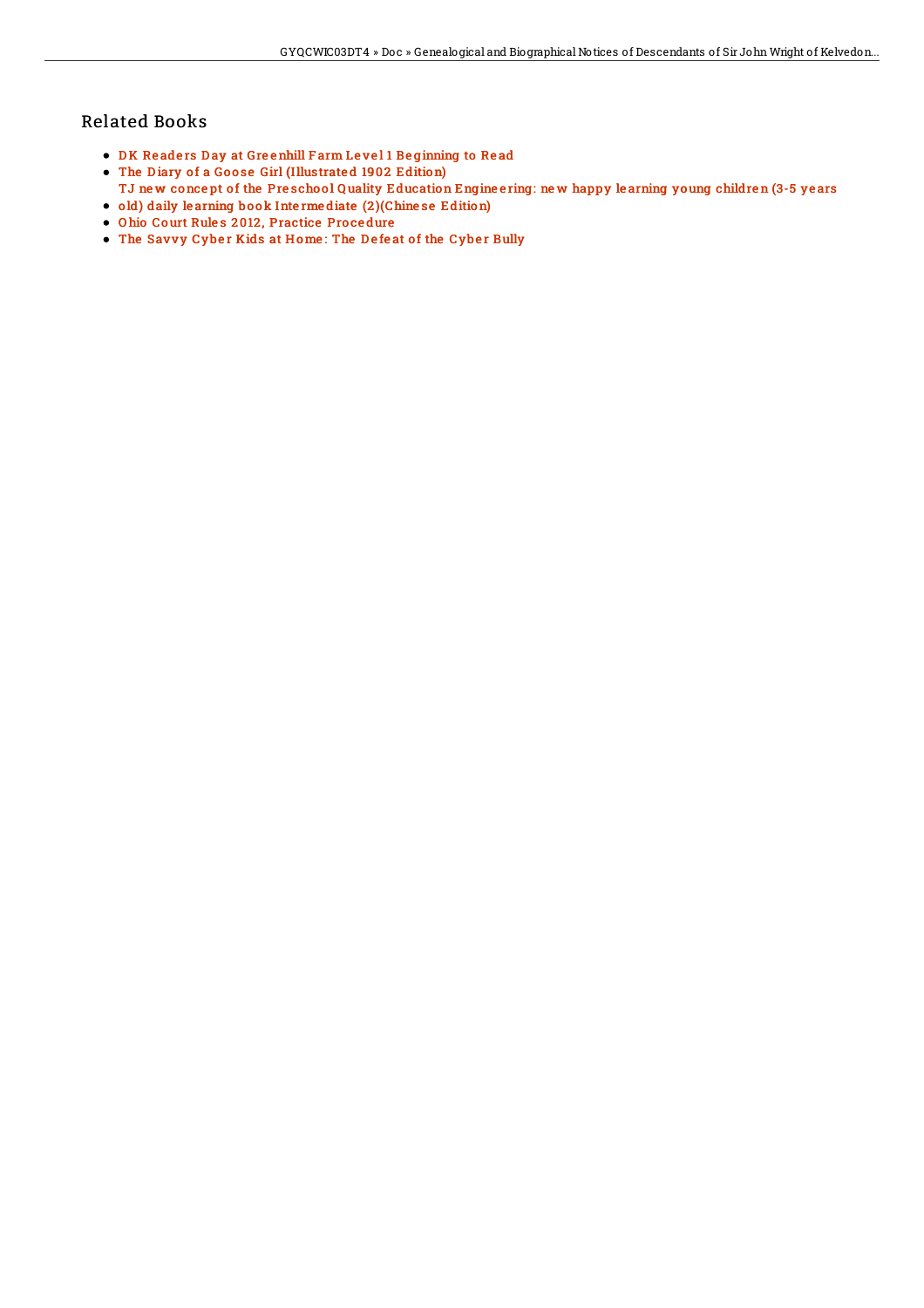## Related Books

- DK Readers Day at Greenhill Farm Level 1 Beginning to Read
- The Diary of a Goose Girl (Illustrated 1902 Edition)
- TJ new concept of the Preschool Quality Education Engineering: new happy learning young children (3-5 years old) daily learning book Intermediate (2)(Chinese Edition)
- Ohio Court Rules 2012, Practice Procedure
- The Savvy Cyber Kids at Home: The Defeat of the Cyber Bully